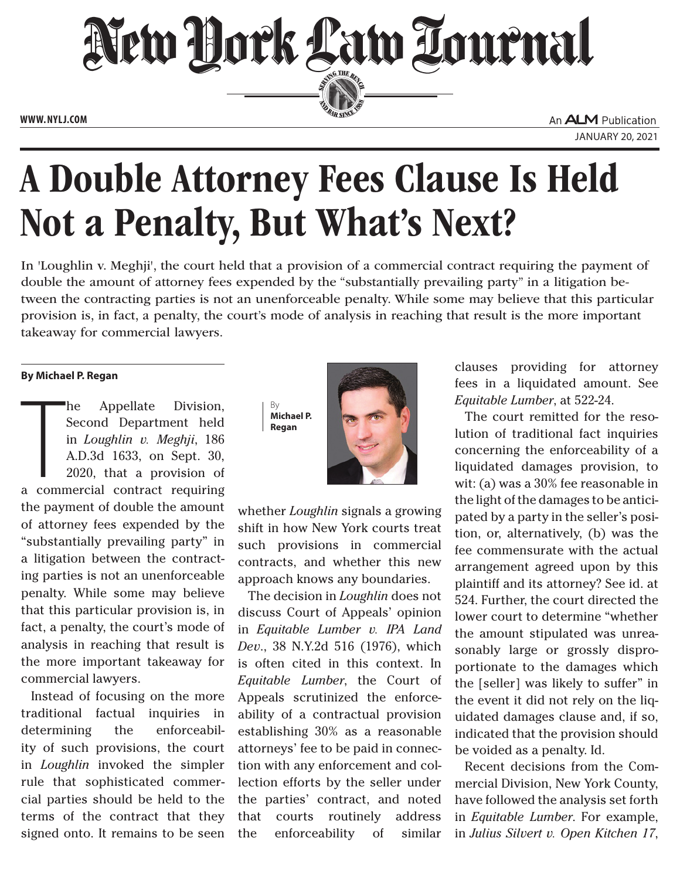# A Double Attorney Fees Clause Is Held Not a Penalty, But What's Next?

In 'Loughlin v. Meghji', the court held that a provision of a commercial contract requiring the payment of double the amount of attorney fees expended by the "substantially prevailing party" in a litigation between the contracting parties is not an unenforceable penalty. While some may believe that this particular provision is, in fact, a penalty, the court's mode of analysis in reaching that result is the more important takeaway for commercial lawyers.

**By Michael P. Regan**

The Appellate Division, Second Department held in *Loughlin v. Meghji*, 186 A.D.3d 1633, on Sept. 30, 2020, that a provision of a commercial contract requiring the payment of double the amount of attorney fees expended by the "substantially prevailing party" in a litigation between the contracting parties is not an unenforceable penalty. While some may believe that this particular provision is, in fact, a penalty, the court's mode of analysis in reaching that result is the more important takeaway for commercial lawyers.

Instead of focusing on the more traditional factual inquiries in determining the enforceability of such provisions, the court in *Loughlin* invoked the simpler rule that sophisticated commercial parties should be held to the terms of the contract that they signed onto. It remains to be seen whether *Loughlin* signals a growing shift in how New York courts treat such provisions in commercial contracts, and whether this new approach knows any boundaries.

The decision in *Loughlin* does not discuss Court of Appeals' opinion in *Equitable Lumber v. IPA Land Dev*., 38 N.Y.2d 516 (1976), which is often cited in this context. In *Equitable Lumber*, the Court of Appeals scrutinized the enforceability of a contractual provision establishing 30% as a reasonable attorneys' fee to be paid in connection with any enforcement and collection efforts by the seller under the parties' contract, and noted that courts routinely address the enforceability of similar clauses providing for attorney fees in a liquidated amount. See *Equitable Lumber*, at 522-24.

The court remitted for the resolution of traditional fact inquiries concerning the enforceability of a liquidated damages provision, to wit: (a) was a 30% fee reasonable in the light of the damages to be anticipated by a party in the seller's position, or, alternatively, (b) was the fee commensurate with the actual arrangement agreed upon by this plaintiff and its attorney? See id. at 524. Further, the court directed the lower court to determine "whether the amount stipulated was unreasonably large or grossly disproportionate to the damages which the [seller] was likely to suffer" in the event it did not rely on the liquidated damages clause and, if so, indicated that the provision should be voided as a penalty. Id.

Recent decisions from the Commercial Division, New York County, have followed the analysis set forth in *Equitable Lumber*. For example, in *Julius Silvert v. Open Kitchen 17*,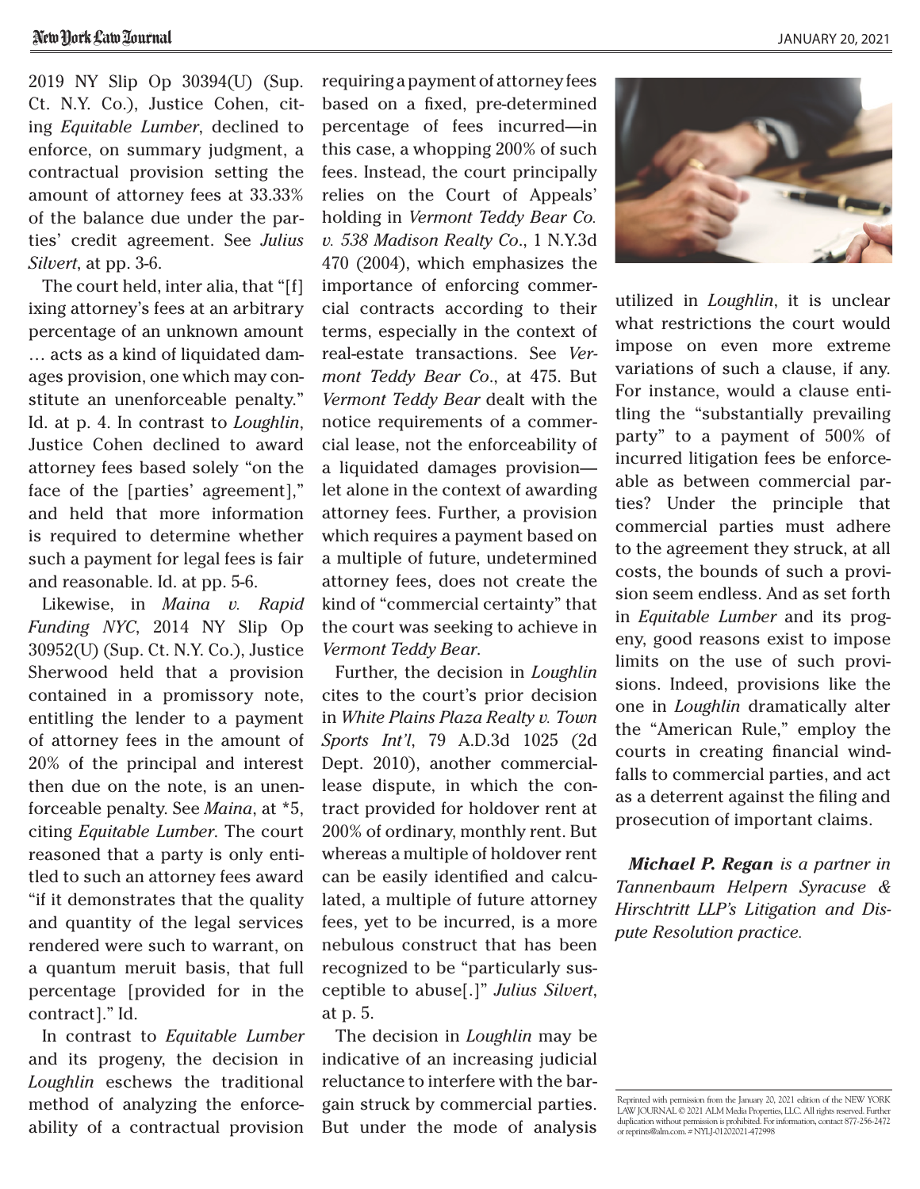2019 NY Slip Op 30394(U) (Sup. Ct. N.Y. Co.), Justice Cohen, citing *Equitable Lumber*, declined to enforce, on summary judgment, a contractual provision setting the amount of attorney fees at 33.33% of the balance due under the parties' credit agreement. See *Julius Silvert*, at pp. 3-6.

The court held, inter alia, that "[f]ixing attorney's fees at an arbitrary percentage of an unknown amount … acts as a kind of liquidated damages provision, one which may constitute an unenforceable penalty." Id. at p. 4. In contrast to *Loughlin*, Justice Cohen declined to award attorney fees based solely "on the face of the [parties' agreement]," and held that more information is required to determine whether such a payment for legal fees is fair and reasonable. Id. at pp. 5-6.

Likewise, in *Maina v. Rapid Funding NYC*, 2014 NY Slip Op 30952(U) (Sup. Ct. N.Y. Co.), Justice Sherwood held that a provision contained in a promissory note, entitling the lender to a payment of attorney fees in the amount of 20% of the principal and interest then due on the note, is an unenforceable penalty. See *Maina*, at *5, citing *Equitable Lumber*. The court reasoned that a party is only entitled to such an attorney fees award "if it demonstrates that the quality and quantity of the legal services rendered were such to warrant, on a quantum meruit basis, that full percentage [provided for in the contract]." Id.

In contrast to *Equitable Lumber* and its progeny, the decision in *Loughlin* eschews the traditional method of analyzing the enforceability of a contractual provision requiring a payment of attorney fees based on a fixed, pre-determined percentage of fees incurred—in this case, a whopping 200% of such fees. Instead, the court principally relies on the Court of Appeals' holding in *Vermont Teddy Bear Co. v. 538 Madison Realty Co*., 1 N.Y.3d 470 (2004), which emphasizes the importance of enforcing commercial contracts according to their terms, especially in the context of real-estate transactions. See *Vermont Teddy Bear Co*., at 475. But *Vermont Teddy Bear* dealt with the notice requirements of a commercial lease, not the enforceability of a liquidated damages provision—let alone in the context of awarding attorney fees. Further, a provision which requires a payment based on a multiple of future, undetermined attorney fees, does not create the kind of "commercial certainty" that the court was seeking to achieve in *Vermont Teddy Bear*.

Further, the decision in *Loughlin* cites to the court's prior decision in *White Plains Plaza Realty v. Town Sports Int'l*, 79 A.D.3d 1025 (2d Dept. 2010), another commercial-lease dispute, in which the contract provided for holdover rent at 200% of ordinary, monthly rent. But whereas a multiple of holdover rent can be easily identified and calculated, a multiple of future attorney fees, yet to be incurred, is a more nebulous construct that has been recognized to be "particularly susceptible to abuse[.]" *Julius Silvert*, at p. 5.

The decision in *Loughlin* may be indicative of an increasing judicial reluctance to interfere with the bargain struck by commercial parties. But under the mode of analysis utilized in *Loughlin*, it is unclear what restrictions the court would impose on even more extreme variations of such a clause, if any. For instance, would a clause entitling the "substantially prevailing party" to a payment of 500% of incurred litigation fees be enforceable as between commercial parties? Under the principle that commercial parties must adhere to the agreement they struck, at all costs, the bounds of such a provision seem endless. And as set forth in *Equitable Lumber* and its progeny, good reasons exist to impose limits on the use of such provisions. Indeed, provisions like the one in *Loughlin* dramatically alter the "American Rule," employ the courts in creating financial windfalls to commercial parties, and act as a deterrent against the filing and prosecution of important claims.

***Michael P. Regan*** *is a partner in Tannenbaum Helpern Syracuse & Hirschtritt LLP's Litigation and Dispute Resolution practice.*

Reprinted with permission from the January 20, 2021 edition of the NEW YORK LAW JOURNAL © 2021 ALM Media Properties, LLC. All rights reserved. Further duplication without permission is prohibited. For information, contact 877-256-2472 or reprints@alm.com. # NYLJ-01202021-472998